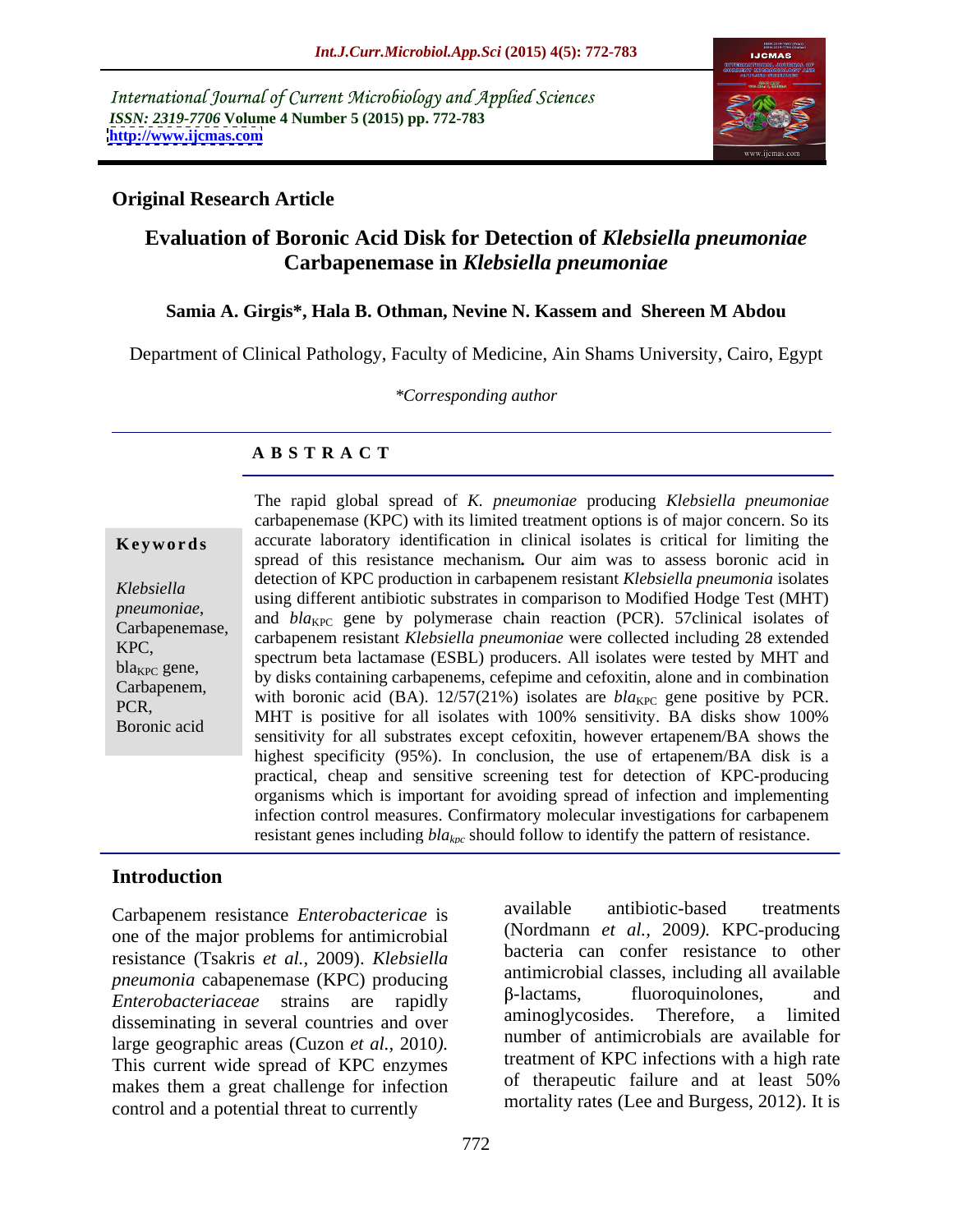International Journal of Current Microbiology and Applied Sciences
*ISSN: 2319-7706* **Volume 4 Number 5 (2015) pp. 772-783**
**http://www.ijcmas.com**

**Original Research Article**

# Evaluation of Boronic Acid Disk for Detection of *Klebsiella pneumoniae* Carbapenemase in *Klebsiella pneumoniae*

**Samia A. Girgis\*, Hala B. Othman, Nevine N. Kassem and Shereen M Abdou**

Department of Clinical Pathology, Faculty of Medicine, Ain Shams University, Cairo, Egypt

*\*Corresponding author*

## A B S T R A C T

**Keywords**

*Klebsiella pneumoniae,* Carbapenemase, KPC, $bla_{KPC}$ gene, Carbapenem, PCR, Boronic acid

The rapid global spread of *K. pneumoniae* producing *Klebsiella pneumoniae* carbapenemase (KPC) with its limited treatment options is of major concern. So its accurate laboratory identification in clinical isolates is critical for limiting the spread of this resistance mechanism**.** Our aim was to assess boronic acid in detection of KPC production in carbapenem resistant *Klebsiella pneumonia* isolates using different antibiotic substrates in comparison to Modified Hodge Test (MHT) and $bla_{KPC}$ gene by polymerase chain reaction (PCR). 57clinical isolates of carbapenem resistant *Klebsiella pneumoniae* were collected including 28 extended spectrum beta lactamase (ESBL) producers. All isolates were tested by MHT and by disks containing carbapenems, cefepime and cefoxitin, alone and in combination with boronic acid (BA). 12/57(21%) isolates are $bla_{KPC}$ gene positive by PCR. MHT is positive for all isolates with 100% sensitivity. BA disks show 100% sensitivity for all substrates except cefoxitin, however ertapenem/BA shows the highest specificity (95%). In conclusion, the use of ertapenem/BA disk is a practical, cheap and sensitive screening test for detection of KPC-producing organisms which is important for avoiding spread of infection and implementing infection control measures. Confirmatory molecular investigations for carbapenem resistant genes including $bla_{kpc}$ should follow to identify the pattern of resistance.

## Introduction

Carbapenem resistance *Enterobactericae* is one of the major problems for antimicrobial resistance (Tsakris *et al.,* 2009). *Klebsiella pneumonia* cabapenemase (KPC) producing *Enterobacteriaceae* strains are rapidly disseminating in several countries and over large geographic areas (Cuzon *et al.,* 2010*).* This current wide spread of KPC enzymes makes them a great challenge for infection control and a potential threat to currently available antibiotic-based treatments (Nordmann *et al.,* 2009*).* KPC-producing bacteria can confer resistance to other antimicrobial classes, including all available β-lactams, fluoroquinolones, and aminoglycosides. Therefore, a limited number of antimicrobials are available for treatment of KPC infections with a high rate of therapeutic failure and at least 50% mortality rates (Lee and Burgess, 2012). It is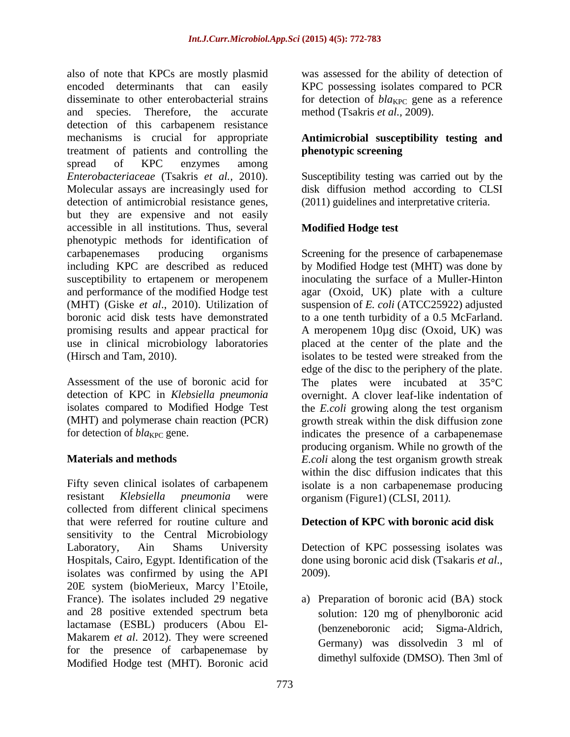also of note that KPCs are mostly plasmid encoded determinants that can easily disseminate to other enterobacterial strains and species. Therefore, the accurate detection of this carbapenem resistance mechanisms is crucial for appropriate treatment of patients and controlling the spread of KPC enzymes among *Enterobacteriaceae* (Tsakris *et al.,* 2010). Molecular assays are increasingly used for detection of antimicrobial resistance genes, but they are expensive and not easily accessible in all institutions. Thus, several phenotypic methods for identification of carbapenemases producing organisms including KPC are described as reduced susceptibility to ertapenem or meropenem and performance of the modified Hodge test (MHT) (Giske *et al*., 2010). Utilization of boronic acid disk tests have demonstrated promising results and appear practical for use in clinical microbiology laboratories (Hirsch and Tam, 2010).

Assessment of the use of boronic acid for detection of KPC in *Klebsiella pneumonia* isolates compared to Modified Hodge Test (MHT) and polymerase chain reaction (PCR) for detection of $bla_{KPC}$ gene.

## Materials and methods

Fifty seven clinical isolates of carbapenem resistant *Klebsiella pneumonia* were collected from different clinical specimens that were referred for routine culture and sensitivity to the Central Microbiology Laboratory, Ain Shams University Hospitals, Cairo, Egypt. Identification of the isolates was confirmed by using the API 20E system (bioMerieux, Marcy l'Etoile, France). The isolates included 29 negative and 28 positive extended spectrum beta lactamase (ESBL) producers (Abou El-Makarem *et al*. 2012). They were screened for the presence of carbapenemase by Modified Hodge test (MHT). Boronic acid was assessed for the ability of detection of KPC possessing isolates compared to PCR for detection of $bla_{KPC}$ gene as a reference method (Tsakris *et al.,* 2009).

### Antimicrobial susceptibility testing and phenotypic screening

Susceptibility testing was carried out by the disk diffusion method according to CLSI (2011) guidelines and interpretative criteria.

### Modified Hodge test

Screening for the presence of carbapenemase by Modified Hodge test (MHT) was done by inoculating the surface of a Muller-Hinton agar (Oxoid, UK) plate with a culture suspension of *E. coli* (ATCC25922) adjusted to a one tenth turbidity of a 0.5 McFarland. A meropenem 10µg disc (Oxoid, UK) was placed at the center of the plate and the isolates to be tested were streaked from the edge of the disc to the periphery of the plate. The plates were incubated at 35°C overnight. A clover leaf-like indentation of the *E.coli* growing along the test organism growth streak within the disk diffusion zone indicates the presence of a carbapenemase producing organism. While no growth of the *E.coli* along the test organism growth streak within the disc diffusion indicates that this isolate is a non carbapenemase producing organism (Figure1) (CLSI, 2011*).*

### Detection of KPC with boronic acid disk

Detection of KPC possessing isolates was done using boronic acid disk (Tsakaris *et al*., 2009).

a) Preparation of boronic acid (BA) stock solution: 120 mg of phenylboronic acid (benzeneboronic acid; Sigma-Aldrich, Germany) was dissolvedin 3 ml of dimethyl sulfoxide (DMSO). Then 3ml of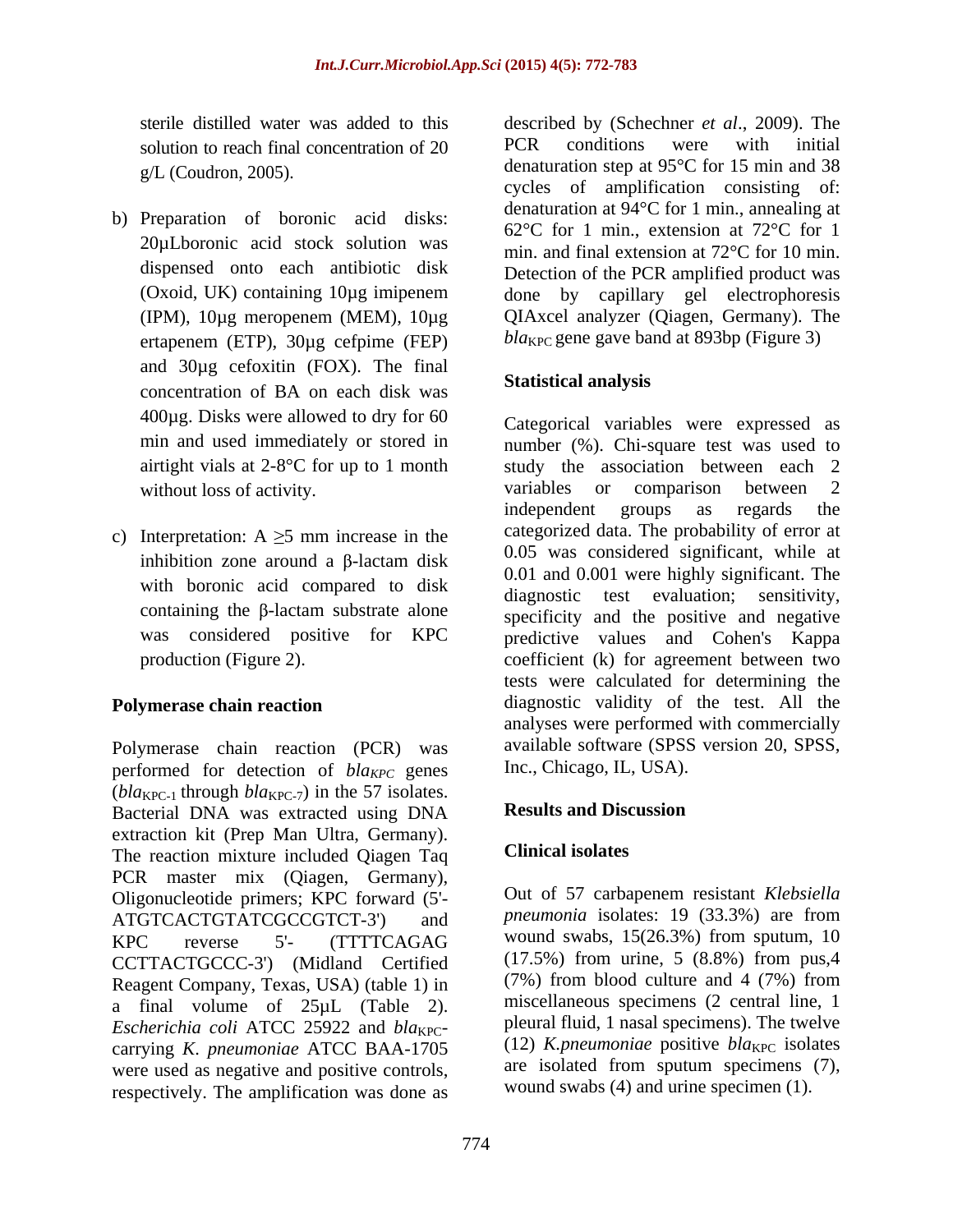sterile distilled water was added to this solution to reach final concentration of 20 g/L (Coudron, 2005).

b) Preparation of boronic acid disks: 20µLboronic acid stock solution was dispensed onto each antibiotic disk (Oxoid, UK) containing 10µg imipenem (IPM), 10µg meropenem (MEM), 10µg ertapenem (ETP), 30µg cefpime (FEP) and 30µg cefoxitin (FOX). The final concentration of BA on each disk was 400µg. Disks were allowed to dry for 60 min and used immediately or stored in airtight vials at 2-8°C for up to 1 month without loss of activity.

c) Interpretation: A ≥5 mm increase in the inhibition zone around a β-lactam disk with boronic acid compared to disk containing the β-lactam substrate alone was considered positive for KPC production (Figure 2).

## Polymerase chain reaction

Polymerase chain reaction (PCR) was performed for detection of *bla*$_{KPC}$ genes (*bla*$_{KPC-1}$ through *bla*$_{KPC-7}$) in the 57 isolates. Bacterial DNA was extracted using DNA extraction kit (Prep Man Ultra, Germany). The reaction mixture included Qiagen Taq PCR master mix (Qiagen, Germany), Oligonucleotide primers; KPC forward (5'-ATGTCACTGTATCGCCGTCT-3') and KPC reverse 5'- (TTTTCAGAG CCTTACTGCCC-3') (Midland Certified Reagent Company, Texas, USA) (table 1) in a final volume of 25µL (Table 2). *Escherichia coli* ATCC 25922 and *bla*$_{KPC}$-carrying *K. pneumoniae* ATCC BAA-1705 were used as negative and positive controls, respectively. The amplification was done as described by (Schechner *et al*., 2009). The PCR conditions were with initial denaturation step at 95°C for 15 min and 38 cycles of amplification consisting of: denaturation at 94°C for 1 min., annealing at 62°C for 1 min., extension at 72°C for 1 min. and final extension at 72°C for 10 min. Detection of the PCR amplified product was done by capillary gel electrophoresis QIAxcel analyzer (Qiagen, Germany). The *bla*$_{KPC}$ gene gave band at 893bp (Figure 3)

## Statistical analysis

Categorical variables were expressed as number (%). Chi-square test was used to study the association between each 2 variables or comparison between 2 independent groups as regards the categorized data. The probability of error at 0.05 was considered significant, while at 0.01 and 0.001 were highly significant. The diagnostic test evaluation; sensitivity, specificity and the positive and negative predictive values and Cohen's Kappa coefficient (k) for agreement between two tests were calculated for determining the diagnostic validity of the test. All the analyses were performed with commercially available software (SPSS version 20, SPSS, Inc., Chicago, IL, USA).

# Results and Discussion

## Clinical isolates

Out of 57 carbapenem resistant *Klebsiella pneumonia* isolates: 19 (33.3%) are from wound swabs, 15(26.3%) from sputum, 10 (17.5%) from urine, 5 (8.8%) from pus,4 (7%) from blood culture and 4 (7%) from miscellaneous specimens (2 central line, 1 pleural fluid, 1 nasal specimens). The twelve (12) *K.pneumoniae* positive *bla*$_{KPC}$ isolates are isolated from sputum specimens (7), wound swabs (4) and urine specimen (1).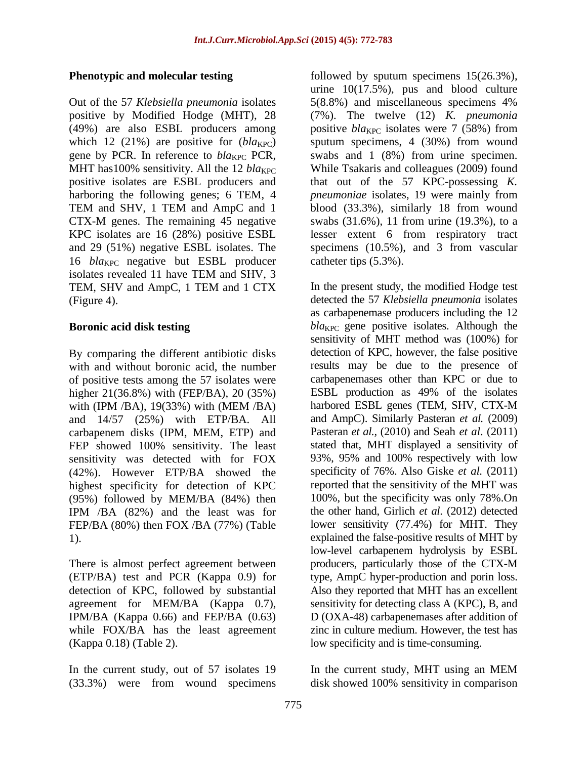**Phenotypic and molecular testing**

Out of the 57 *Klebsiella pneumonia* isolates positive by Modified Hodge (MHT), 28 (49%) are also ESBL producers among which 12 (21%) are positive for ($bla_{KPC}$) gene by PCR. In reference to $bla_{KPC}$ PCR, MHT has100% sensitivity. All the 12 $bla_{KPC}$ positive isolates are ESBL producers and harboring the following genes; 6 TEM, 4 TEM and SHV, 1 TEM and AmpC and 1 CTX-M genes. The remaining 45 negative KPC isolates are 16 (28%) positive ESBL and 29 (51%) negative ESBL isolates. The 16 $bla_{KPC}$ negative but ESBL producer isolates revealed 11 have TEM and SHV, 3 TEM, SHV and AmpC, 1 TEM and 1 CTX (Figure 4).

**Boronic acid disk testing**

By comparing the different antibiotic disks with and without boronic acid, the number of positive tests among the 57 isolates were higher 21(36.8%) with (FEP/BA), 20 (35%) with (IPM /BA), 19(33%) with (MEM /BA) and 14/57 (25%) with ETP/BA. All carbapenem disks (IPM, MEM, ETP) and FEP showed 100% sensitivity. The least sensitivity was detected with for FOX (42%). However ETP/BA showed the highest specificity for detection of KPC (95%) followed by MEM/BA (84%) then IPM /BA (82%) and the least was for FEP/BA (80%) then FOX /BA (77%) (Table 1).

There is almost perfect agreement between (ETP/BA) test and PCR (Kappa 0.9) for detection of KPC, followed by substantial agreement for MEM/BA (Kappa 0.7), IPM/BA (Kappa 0.66) and FEP/BA (0.63) while FOX/BA has the least agreement (Kappa 0.18) (Table 2).

In the current study, out of 57 isolates 19 (33.3%) were from wound specimens followed by sputum specimens 15(26.3%), urine 10(17.5%), pus and blood culture 5(8.8%) and miscellaneous specimens 4% (7%). The twelve (12) *K. pneumonia* positive $bla_{KPC}$ isolates were 7 (58%) from sputum specimens, 4 (30%) from wound swabs and 1 (8%) from urine specimen. While Tsakaris and colleagues (2009) found that out of the 57 KPC-possessing *K. pneumoniae* isolates, 19 were mainly from blood (33.3%), similarly 18 from wound swabs (31.6%), 11 from urine (19.3%), to a lesser extent 6 from respiratory tract specimens (10.5%), and 3 from vascular catheter tips (5.3%).

In the present study, the modified Hodge test detected the 57 *Klebsiella pneumonia* isolates as carbapenemase producers including the 12 $bla_{KPC}$ gene positive isolates. Although the sensitivity of MHT method was (100%) for detection of KPC, however, the false positive results may be due to the presence of carbapenemases other than KPC or due to ESBL production as 49% of the isolates harbored ESBL genes (TEM, SHV, CTX-M and AmpC). Similarly Pasteran *et al.* (2009) Pasteran *et al.,* (2010) and Seah *et al*. (2011) stated that, MHT displayed a sensitivity of 93%, 95% and 100% respectively with low specificity of 76%. Also Giske *et al.* (2011) reported that the sensitivity of the MHT was 100%, but the specificity was only 78%.On the other hand, Girlich *et al.* (2012) detected lower sensitivity (77.4%) for MHT. They explained the false-positive results of MHT by low-level carbapenem hydrolysis by ESBL producers, particularly those of the CTX-M type, AmpC hyper-production and porin loss. Also they reported that MHT has an excellent sensitivity for detecting class A (KPC), B, and D (OXA-48) carbapenemases after addition of zinc in culture medium. However, the test has low specificity and is time-consuming.

In the current study, MHT using an MEM disk showed 100% sensitivity in comparison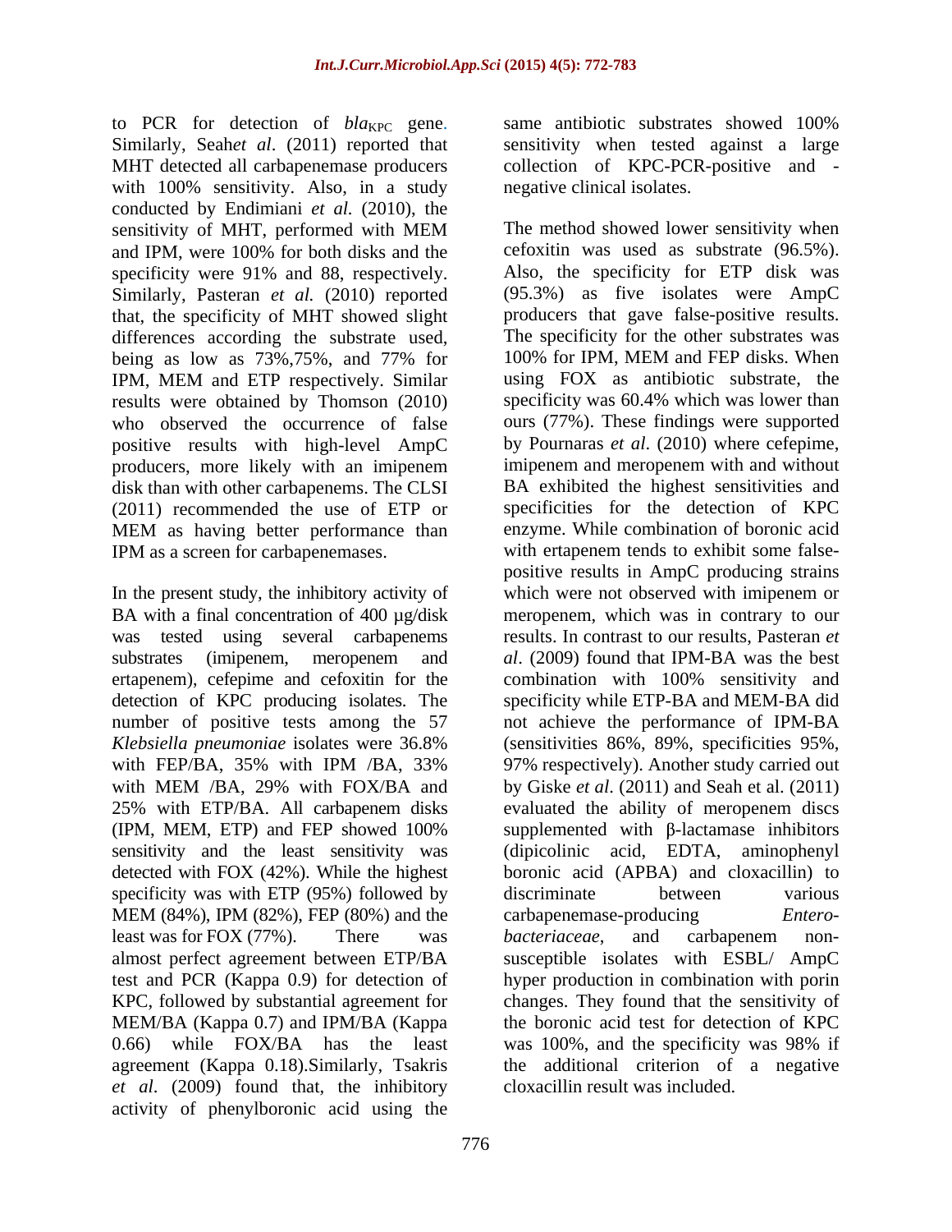to PCR for detection of $bla_{KPC}$ gene. Similarly, Seah*et al*. (2011) reported that MHT detected all carbapenemase producers with 100% sensitivity. Also, in a study conducted by Endimiani *et al.* (2010), the sensitivity of MHT, performed with MEM and IPM, were 100% for both disks and the specificity were 91% and 88, respectively. Similarly, Pasteran *et al.* (2010) reported that, the specificity of MHT showed slight differences according the substrate used, being as low as 73%,75%, and 77% for IPM, MEM and ETP respectively. Similar results were obtained by Thomson (2010) who observed the occurrence of false positive results with high-level AmpC producers, more likely with an imipenem disk than with other carbapenems. The CLSI (2011) recommended the use of ETP or MEM as having better performance than IPM as a screen for carbapenemases.

In the present study, the inhibitory activity of BA with a final concentration of 400 µg/disk was tested using several carbapenems substrates (imipenem, meropenem and ertapenem), cefepime and cefoxitin for the detection of KPC producing isolates. The number of positive tests among the 57 *Klebsiella pneumoniae* isolates were 36.8% with FEP/BA, 35% with IPM /BA, 33% with MEM /BA, 29% with FOX/BA and 25% with ETP/BA. All carbapenem disks (IPM, MEM, ETP) and FEP showed 100% sensitivity and the least sensitivity was detected with FOX (42%). While the highest specificity was with ETP (95%) followed by MEM (84%), IPM (82%), FEP (80%) and the least was for FOX (77%). There was almost perfect agreement between ETP/BA test and PCR (Kappa 0.9) for detection of KPC, followed by substantial agreement for MEM/BA (Kappa 0.7) and IPM/BA (Kappa 0.66) while FOX/BA has the least agreement (Kappa 0.18).Similarly, Tsakris *et al*. (2009) found that, the inhibitory activity of phenylboronic acid using the same antibiotic substrates showed 100% sensitivity when tested against a large collection of KPC-PCR-positive and -negative clinical isolates.

The method showed lower sensitivity when cefoxitin was used as substrate (96.5%). Also, the specificity for ETP disk was (95.3%) as five isolates were AmpC producers that gave false-positive results. The specificity for the other substrates was 100% for IPM, MEM and FEP disks. When using FOX as antibiotic substrate, the specificity was 60.4% which was lower than ours (77%). These findings were supported by Pournaras *et al.* (2010) where cefepime, imipenem and meropenem with and without BA exhibited the highest sensitivities and specificities for the detection of KPC enzyme. While combination of boronic acid with ertapenem tends to exhibit some false-positive results in AmpC producing strains which were not observed with imipenem or meropenem, which was in contrary to our results. In contrast to our results, Pasteran *et al*. (2009) found that IPM-BA was the best combination with 100% sensitivity and specificity while ETP-BA and MEM-BA did not achieve the performance of IPM-BA (sensitivities 86%, 89%, specificities 95%, 97% respectively). Another study carried out by Giske *et al*. (2011) and Seah et al. (2011) evaluated the ability of meropenem discs supplemented with β-lactamase inhibitors (dipicolinic acid, EDTA, aminophenyl boronic acid (APBA) and cloxacillin) to discriminate between various carbapenemase-producing *Enterobacteriaceae*, and carbapenem non-susceptible isolates with ESBL/ AmpC hyper production in combination with porin changes. They found that the sensitivity of the boronic acid test for detection of KPC was 100%, and the specificity was 98% if the additional criterion of a negative cloxacillin result was included.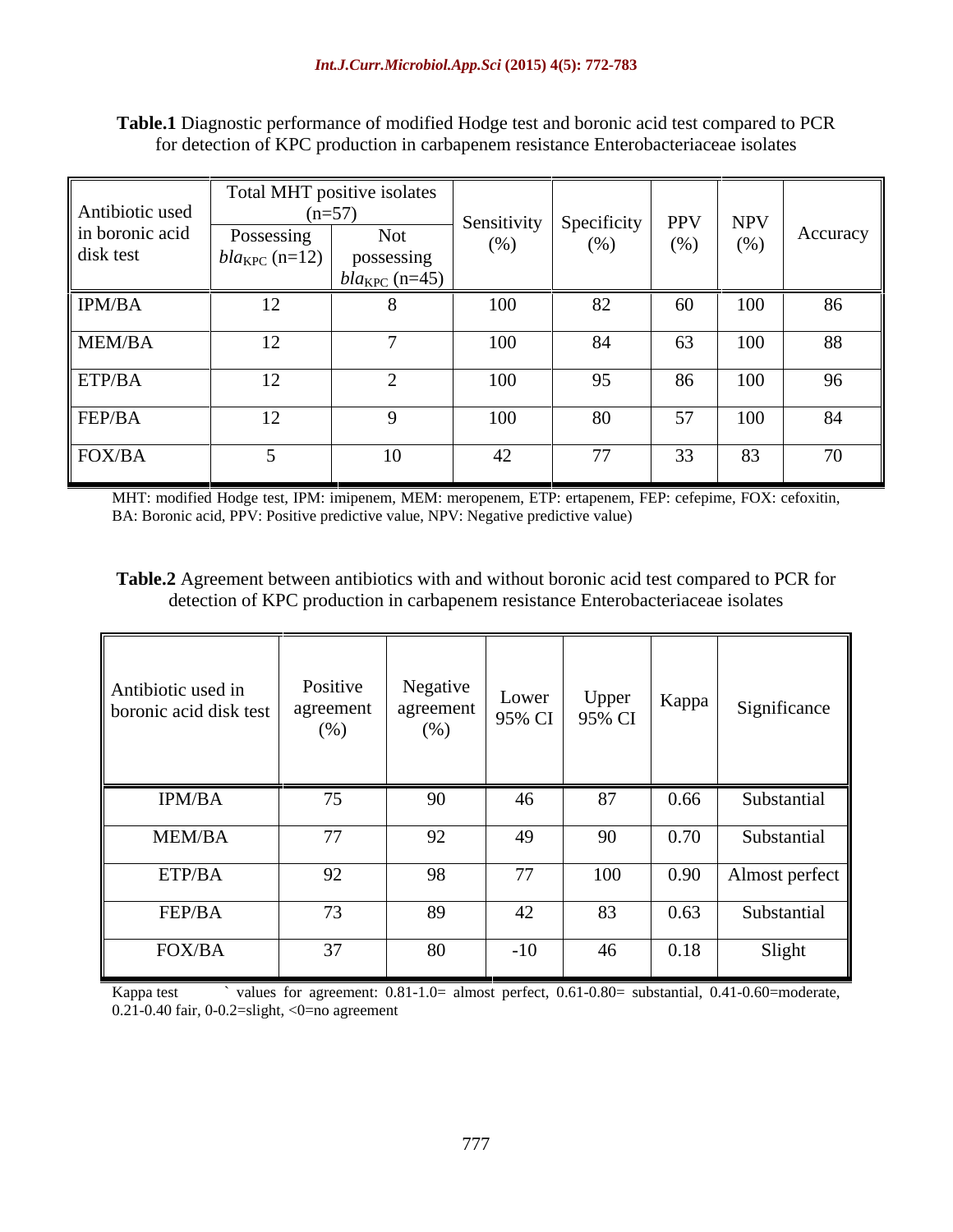**Table.1** Diagnostic performance of modified Hodge test and boronic acid test compared to PCR for detection of KPC production in carbapenem resistance Enterobacteriaceae isolates

| Antibiotic used in boronic acid disk test | Total MHT positive isolates (n=57) | | Sensitivity (%) | Specificity (%) | PPV (%) | NPV (%) | Accuracy |
|---|---|---|---|---|---|---|---|
| | Possessing *bla*$_{KPC}$ (n=12) | Not possessing *bla*$_{KPC}$ (n=45) | | | | | |
| IPM/BA | 12 | 8 | 100 | 82 | 60 | 100 | 86 |
| MEM/BA | 12 | 7 | 100 | 84 | 63 | 100 | 88 |
| ETP/BA | 12 | 2 | 100 | 95 | 86 | 100 | 96 |
| FEP/BA | 12 | 9 | 100 | 80 | 57 | 100 | 84 |
| FOX/BA | 5 | 10 | 42 | 77 | 33 | 83 | 70 |

MHT: modified Hodge test, IPM: imipenem, MEM: meropenem, ETP: ertapenem, FEP: cefepime, FOX: cefoxitin, BA: Boronic acid, PPV: Positive predictive value, NPV: Negative predictive value)

**Table.2** Agreement between antibiotics with and without boronic acid test compared to PCR for detection of KPC production in carbapenem resistance Enterobacteriaceae isolates

| Antibiotic used in boronic acid disk test | Positive agreement (%) | Negative agreement (%) | Lower 95% CI | Upper 95% CI | Kappa | Significance |
|---|---|---|---|---|---|---|
| IPM/BA | 75 | 90 | 46 | 87 | 0.66 | Substantial |
| MEM/BA | 77 | 92 | 49 | 90 | 0.70 | Substantial |
| ETP/BA | 92 | 98 | 77 | 100 | 0.90 | Almost perfect |
| FEP/BA | 73 | 89 | 42 | 83 | 0.63 | Substantial |
| FOX/BA | 37 | 80 | -10 | 46 | 0.18 | Slight |

Kappa test ` values for agreement: 0.81-1.0= almost perfect, 0.61-0.80= substantial, 0.41-0.60=moderate, 0.21-0.40 fair, 0-0.2=slight, <0=no agreement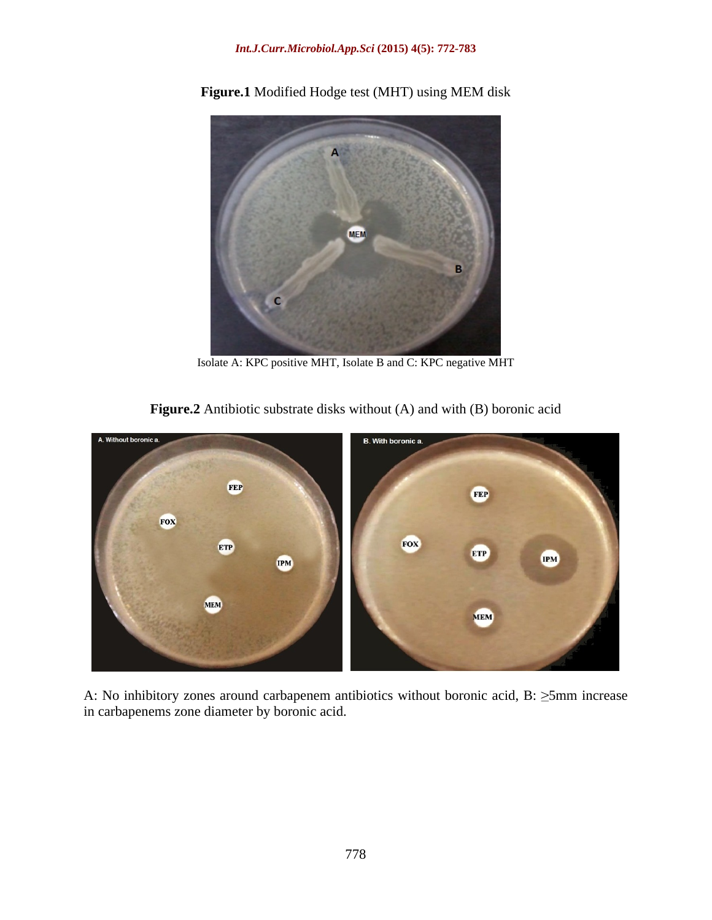**Figure.1** Modified Hodge test (MHT) using MEM disk

Isolate A: KPC positive MHT, Isolate B and C: KPC negative MHT

**Figure.2** Antibiotic substrate disks without (A) and with (B) boronic acid

A: No inhibitory zones around carbapenem antibiotics without boronic acid, B: ≥5mm increase in carbapenems zone diameter by boronic acid.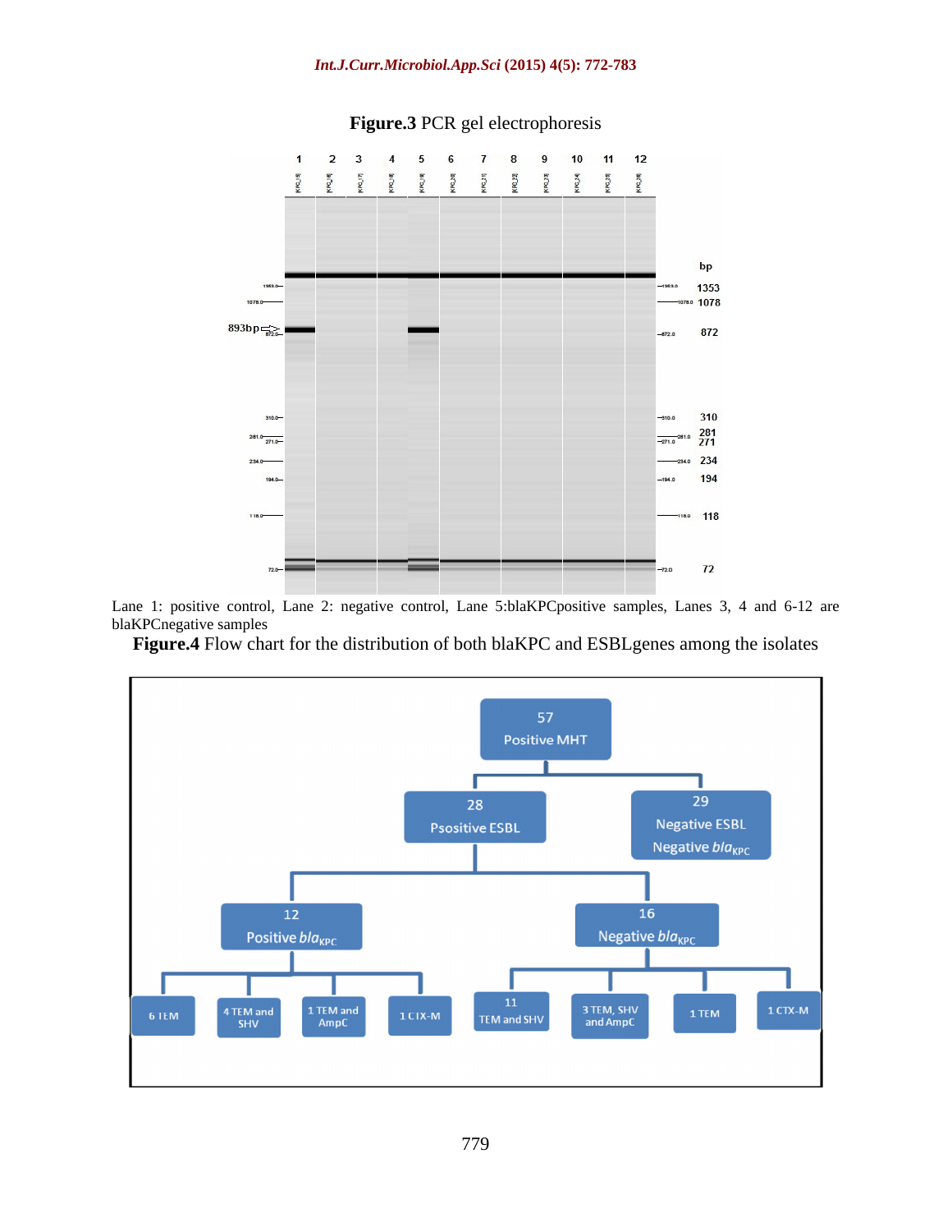**Figure.3** PCR gel electrophoresis

Lane 1: positive control, Lane 2: negative control, Lane 5:blaKPCpositive samples, Lanes 3, 4 and 6-12 are blaKPCnegative samples

**Figure.4** Flow chart for the distribution of both blaKPC and ESBLgenes among the isolates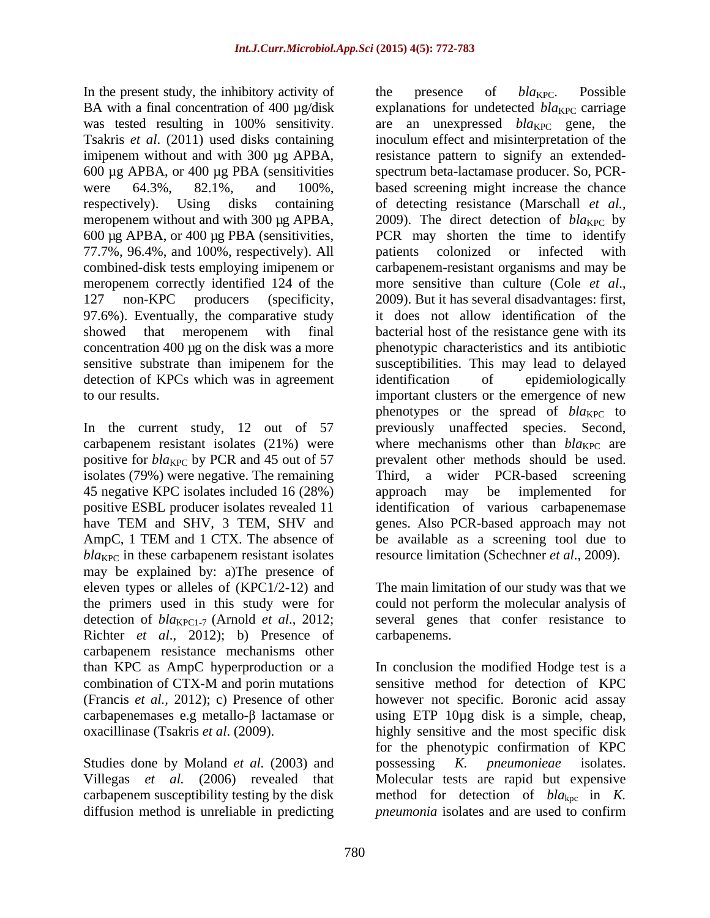In the present study, the inhibitory activity of BA with a final concentration of 400 µg/disk was tested resulting in 100% sensitivity. Tsakris *et al*. (2011) used disks containing imipenem without and with 300 µg APBA, 600 µg APBA, or 400 µg PBA (sensitivities were 64.3%, 82.1%, and 100%, respectively). Using disks containing meropenem without and with 300 µg APBA, 600 µg APBA, or 400 µg PBA (sensitivities, 77.7%, 96.4%, and 100%, respectively). All combined-disk tests employing imipenem or meropenem correctly identified 124 of the 127 non-KPC producers (specificity, 97.6%). Eventually, the comparative study showed that meropenem with final concentration 400 µg on the disk was a more sensitive substrate than imipenem for the detection of KPCs which was in agreement to our results.

In the current study, 12 out of 57 carbapenem resistant isolates (21%) were positive for *bla*$_{KPC}$ by PCR and 45 out of 57 isolates (79%) were negative. The remaining 45 negative KPC isolates included 16 (28%) positive ESBL producer isolates revealed 11 have TEM and SHV, 3 TEM, SHV and AmpC, 1 TEM and 1 CTX. The absence of *bla*$_{KPC}$ in these carbapenem resistant isolates may be explained by: a)The presence of eleven types or alleles of (KPC1/2-12) and the primers used in this study were for detection of *bla*$_{KPC1-7}$ (Arnold *et al*., 2012; Richter *et al*., 2012); b) Presence of carbapenem resistance mechanisms other than KPC as AmpC hyperproduction or a combination of CTX-M and porin mutations (Francis *et al.*, 2012); c) Presence of other carbapenemases e.g metallo-β lactamase or oxacillinase (Tsakris *et al*. (2009).

Studies done by Moland *et al.* (2003) and Villegas *et al.* (2006) revealed that carbapenem susceptibility testing by the disk diffusion method is unreliable in predicting the presence of *bla*$_{KPC}$. Possible explanations for undetected *bla*$_{KPC}$ carriage are an unexpressed *bla*$_{KPC}$ gene, the inoculum effect and misinterpretation of the resistance pattern to signify an extended-spectrum beta-lactamase producer. So, PCR-based screening might increase the chance of detecting resistance (Marschall *et al.*, 2009). The direct detection of *bla*$_{KPC}$ by PCR may shorten the time to identify patients colonized or infected with carbapenem-resistant organisms and may be more sensitive than culture (Cole *et al*., 2009). But it has several disadvantages: first, it does not allow identification of the bacterial host of the resistance gene with its phenotypic characteristics and its antibiotic susceptibilities. This may lead to delayed identification of epidemiologically important clusters or the emergence of new phenotypes or the spread of *bla*$_{KPC}$ to previously unaffected species. Second, where mechanisms other than *bla*$_{KPC}$ are prevalent other methods should be used. Third, a wider PCR-based screening approach may be implemented for identification of various carbapenemase genes. Also PCR-based approach may not be available as a screening tool due to resource limitation (Schechner *et al*., 2009).

The main limitation of our study was that we could not perform the molecular analysis of several genes that confer resistance to carbapenems.

In conclusion the modified Hodge test is a sensitive method for detection of KPC however not specific. Boronic acid assay using ETP 10µg disk is a simple, cheap, highly sensitive and the most specific disk for the phenotypic confirmation of KPC possessing *K. pneumonieae* isolates. Molecular tests are rapid but expensive method for detection of *bla*$_{kpc}$ in *K. pneumonia* isolates and are used to confirm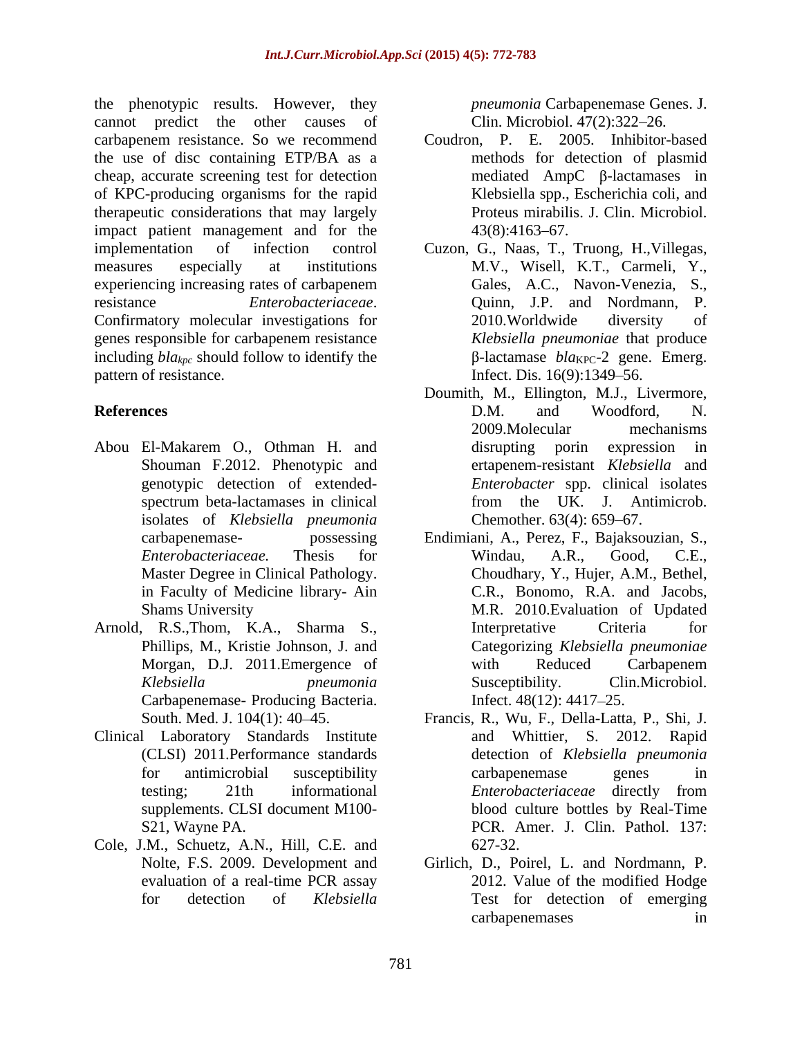the phenotypic results. However, they cannot predict the other causes of carbapenem resistance. So we recommend the use of disc containing ETP/BA as a cheap, accurate screening test for detection of KPC-producing organisms for the rapid therapeutic considerations that may largely impact patient management and for the implementation of infection control measures especially at institutions experiencing increasing rates of carbapenem resistance *Enterobacteriaceae*. Confirmatory molecular investigations for genes responsible for carbapenem resistance including $bla_{kpc}$ should follow to identify the pattern of resistance.

## References

Abou El-Makarem O., Othman H. and Shouman F.2012. Phenotypic and genotypic detection of extended-spectrum beta-lactamases in clinical isolates of *Klebsiella pneumonia* carbapenemase- possessing *Enterobacteriaceae.* Thesis for Master Degree in Clinical Pathology. in Faculty of Medicine library- Ain Shams University

Arnold, R.S.,Thom, K.A., Sharma S., Phillips, M., Kristie Johnson, J. and Morgan, D.J. 2011.Emergence of *Klebsiella pneumonia* Carbapenemase- Producing Bacteria. South. Med. J. 104(1): 40–45.

Clinical Laboratory Standards Institute (CLSI) 2011.Performance standards for antimicrobial susceptibility testing; 21th informational supplements. CLSI document M100-S21, Wayne PA.

Cole, J.M., Schuetz, A.N., Hill, C.E. and Nolte, F.S. 2009. Development and evaluation of a real-time PCR assay for detection of *Klebsiella pneumonia* Carbapenemase Genes. J. Clin. Microbiol. 47(2):322–26.

Coudron, P. E. 2005. Inhibitor-based methods for detection of plasmid mediated AmpC β-lactamases in Klebsiella spp., Escherichia coli, and Proteus mirabilis. J. Clin. Microbiol. 43(8):4163–67.

Cuzon, G., Naas, T., Truong, H.,Villegas, M.V., Wisell, K.T., Carmeli, Y., Gales, A.C., Navon-Venezia, S., Quinn, J.P. and Nordmann, P. 2010.Worldwide diversity of *Klebsiella pneumoniae* that produce β-lactamase $bla_{KPC}$-2 gene. Emerg. Infect. Dis. 16(9):1349–56.

Doumith, M., Ellington, M.J., Livermore, D.M. and Woodford, N. 2009.Molecular mechanisms disrupting porin expression in ertapenem-resistant *Klebsiella* and *Enterobacter* spp. clinical isolates from the UK. J. Antimicrob. Chemother. 63(4): 659–67.

Endimiani, A., Perez, F., Bajaksouzian, S., Windau, A.R., Good, C.E., Choudhary, Y., Hujer, A.M., Bethel, C.R., Bonomo, R.A. and Jacobs, M.R. 2010.Evaluation of Updated Interpretative Criteria for Categorizing *Klebsiella pneumoniae* with Reduced Carbapenem Susceptibility. Clin.Microbiol. Infect. 48(12): 4417–25.

Francis, R., Wu, F., Della-Latta, P., Shi, J. and Whittier, S. 2012. Rapid detection of *Klebsiella pneumonia* carbapenemase genes in *Enterobacteriaceae* directly from blood culture bottles by Real-Time PCR. Amer. J. Clin. Pathol. 137: 627-32.

Girlich, D., Poirel, L. and Nordmann, P. 2012. Value of the modified Hodge Test for detection of emerging carbapenemases in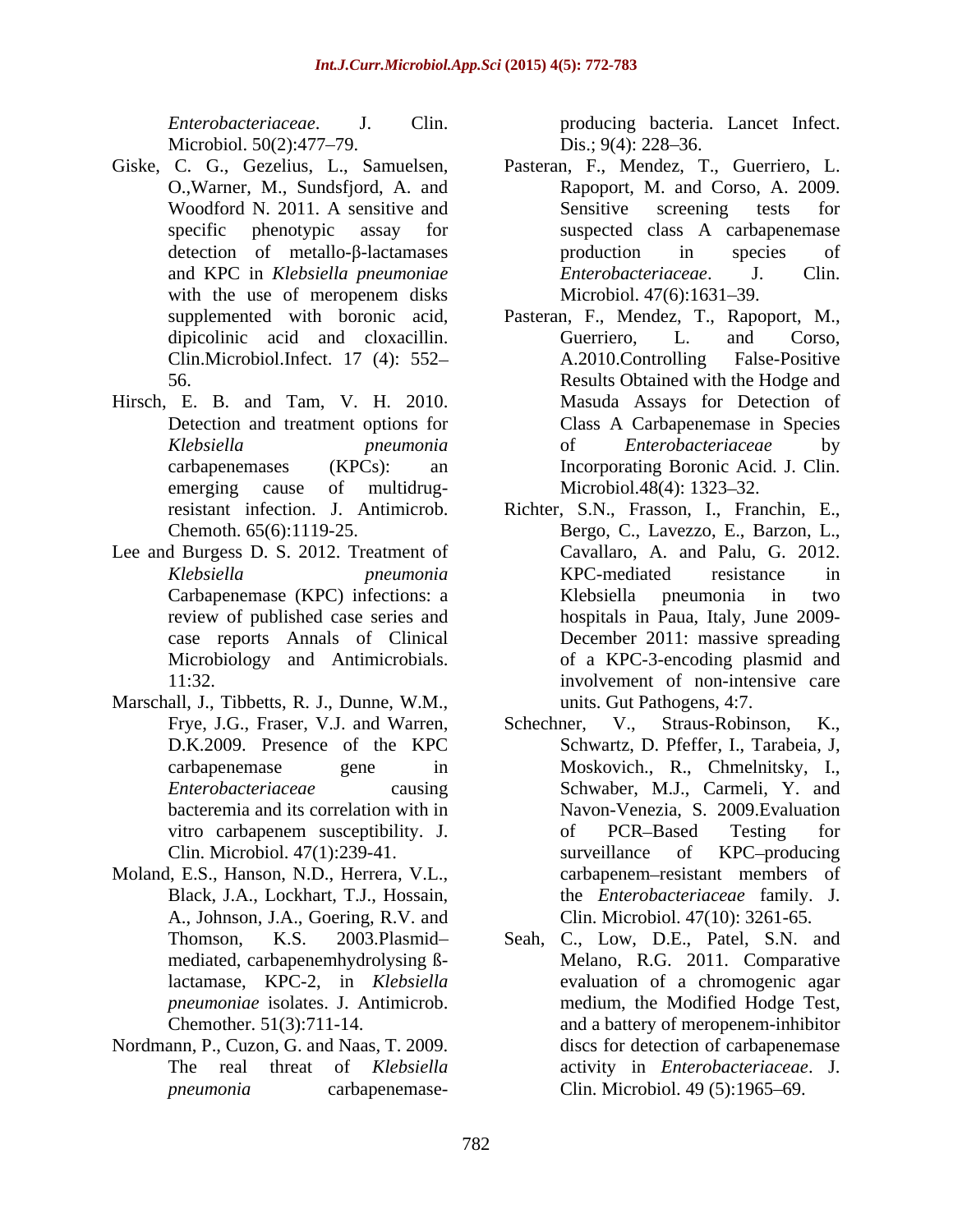*Enterobacteriaceae*. J. Clin. Microbiol. 50(2):477–79.

Giske, C. G., Gezelius, L., Samuelsen, O.,Warner, M., Sundsfjord, A. and Woodford N. 2011. A sensitive and specific phenotypic assay for detection of metallo-β-lactamases and KPC in *Klebsiella pneumoniae* with the use of meropenem disks supplemented with boronic acid, dipicolinic acid and cloxacillin. Clin.Microbiol.Infect. 17 (4): 552–56.

Hirsch, E. B. and Tam, V. H. 2010. Detection and treatment options for *Klebsiella pneumonia* carbapenemases (KPCs): an emerging cause of multidrug-resistant infection. J. Antimicrob. Chemoth. 65(6):1119-25.

Lee and Burgess D. S. 2012. Treatment of *Klebsiella pneumonia* Carbapenemase (KPC) infections: a review of published case series and case reports Annals of Clinical Microbiology and Antimicrobials. 11:32.

Marschall, J., Tibbetts, R. J., Dunne, W.M., Frye, J.G., Fraser, V.J. and Warren, D.K.2009. Presence of the KPC carbapenemase gene in *Enterobacteriaceae* causing bacteremia and its correlation with in vitro carbapenem susceptibility. J. Clin. Microbiol. 47(1):239-41.

Moland, E.S., Hanson, N.D., Herrera, V.L., Black, J.A., Lockhart, T.J., Hossain, A., Johnson, J.A., Goering, R.V. and Thomson, K.S. 2003.Plasmid–mediated, carbapenemhydrolysing ß-lactamase, KPC-2, in *Klebsiella pneumoniae* isolates. J. Antimicrob. Chemother. 51(3):711-14.

Nordmann, P., Cuzon, G. and Naas, T. 2009. The real threat of *Klebsiella pneumonia* carbapenemase-producing bacteria. Lancet Infect. Dis.; 9(4): 228–36.

Pasteran, F., Mendez, T., Guerriero, L. Rapoport, M. and Corso, A. 2009. Sensitive screening tests for suspected class A carbapenemase production in species of *Enterobacteriaceae*. J. Clin. Microbiol. 47(6):1631–39.

Pasteran, F., Mendez, T., Rapoport, M., Guerriero, L. and Corso, A.2010.Controlling False-Positive Results Obtained with the Hodge and Masuda Assays for Detection of Class A Carbapenemase in Species of *Enterobacteriaceae* by Incorporating Boronic Acid. J. Clin. Microbiol.48(4): 1323–32.

Richter, S.N., Frasson, I., Franchin, E., Bergo, C., Lavezzo, E., Barzon, L., Cavallaro, A. and Palu, G. 2012. KPC-mediated resistance in Klebsiella pneumonia in two hospitals in Paua, Italy, June 2009-December 2011: massive spreading of a KPC-3-encoding plasmid and involvement of non-intensive care units. Gut Pathogens, 4:7.

Schechner, V., Straus-Robinson, K., Schwartz, D. Pfeffer, I., Tarabeia, J, Moskovich., R., Chmelnitsky, I., Schwaber, M.J., Carmeli, Y. and Navon-Venezia, S. 2009.Evaluation of PCR–Based Testing for surveillance of KPC–producing carbapenem–resistant members of the *Enterobacteriaceae* family. J. Clin. Microbiol. 47(10): 3261-65.

Seah, C., Low, D.E., Patel, S.N. and Melano, R.G. 2011. Comparative evaluation of a chromogenic agar medium, the Modified Hodge Test, and a battery of meropenem-inhibitor discs for detection of carbapenemase activity in *Enterobacteriaceae*. J. Clin. Microbiol. 49 (5):1965–69.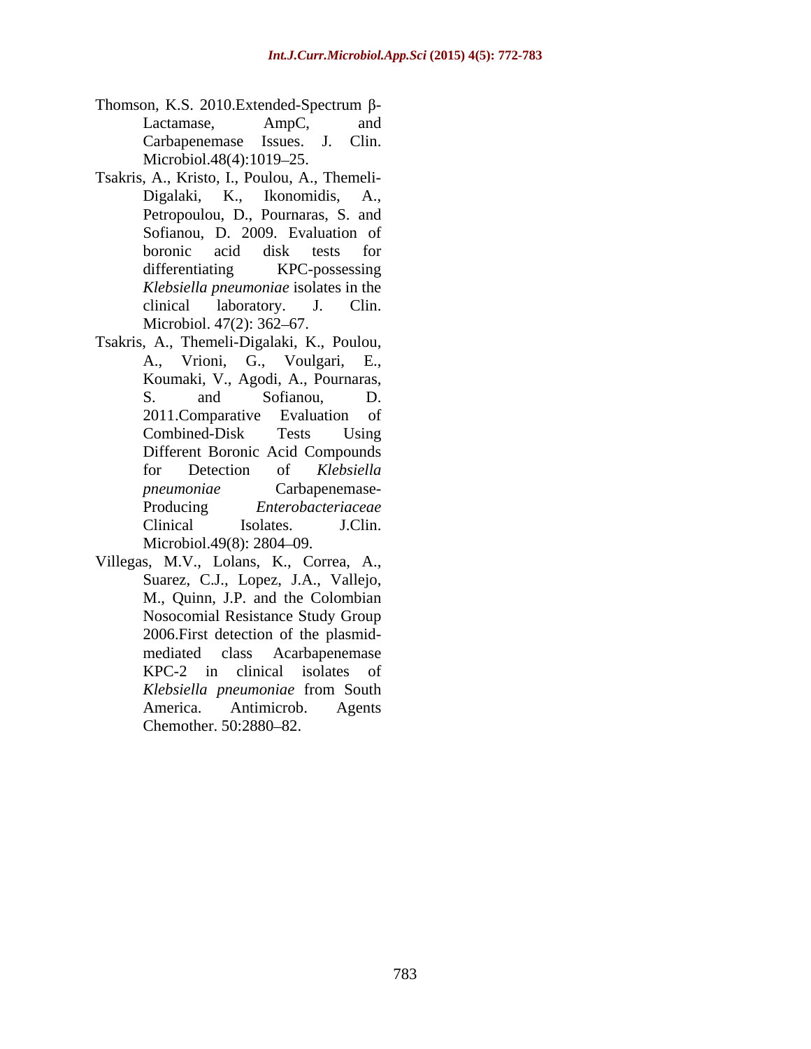Thomson, K.S. 2010.Extended-Spectrum β-Lactamase, AmpC, and Carbapenemase Issues. J. Clin. Microbiol.48(4):1019–25.

Tsakris, A., Kristo, I., Poulou, A., Themeli-Digalaki, K., Ikonomidis, A., Petropoulou, D., Pournaras, S. and Sofianou, D. 2009. Evaluation of boronic acid disk tests for differentiating KPC-possessing *Klebsiella pneumoniae* isolates in the clinical laboratory. J. Clin. Microbiol. 47(2): 362–67.

Tsakris, A., Themeli-Digalaki, K., Poulou, A., Vrioni, G., Voulgari, E., Koumaki, V., Agodi, A., Pournaras, S. and Sofianou, D. 2011.Comparative Evaluation of Combined-Disk Tests Using Different Boronic Acid Compounds for Detection of *Klebsiella pneumoniae* Carbapenemase-Producing *Enterobacteriaceae* Clinical Isolates. J.Clin. Microbiol.49(8): 2804–09.

Villegas, M.V., Lolans, K., Correa, A., Suarez, C.J., Lopez, J.A., Vallejo, M., Quinn, J.P. and the Colombian Nosocomial Resistance Study Group 2006.First detection of the plasmid-mediated class Acarbapenemase KPC-2 in clinical isolates of *Klebsiella pneumoniae* from South America. Antimicrob. Agents Chemother. 50:2880–82.